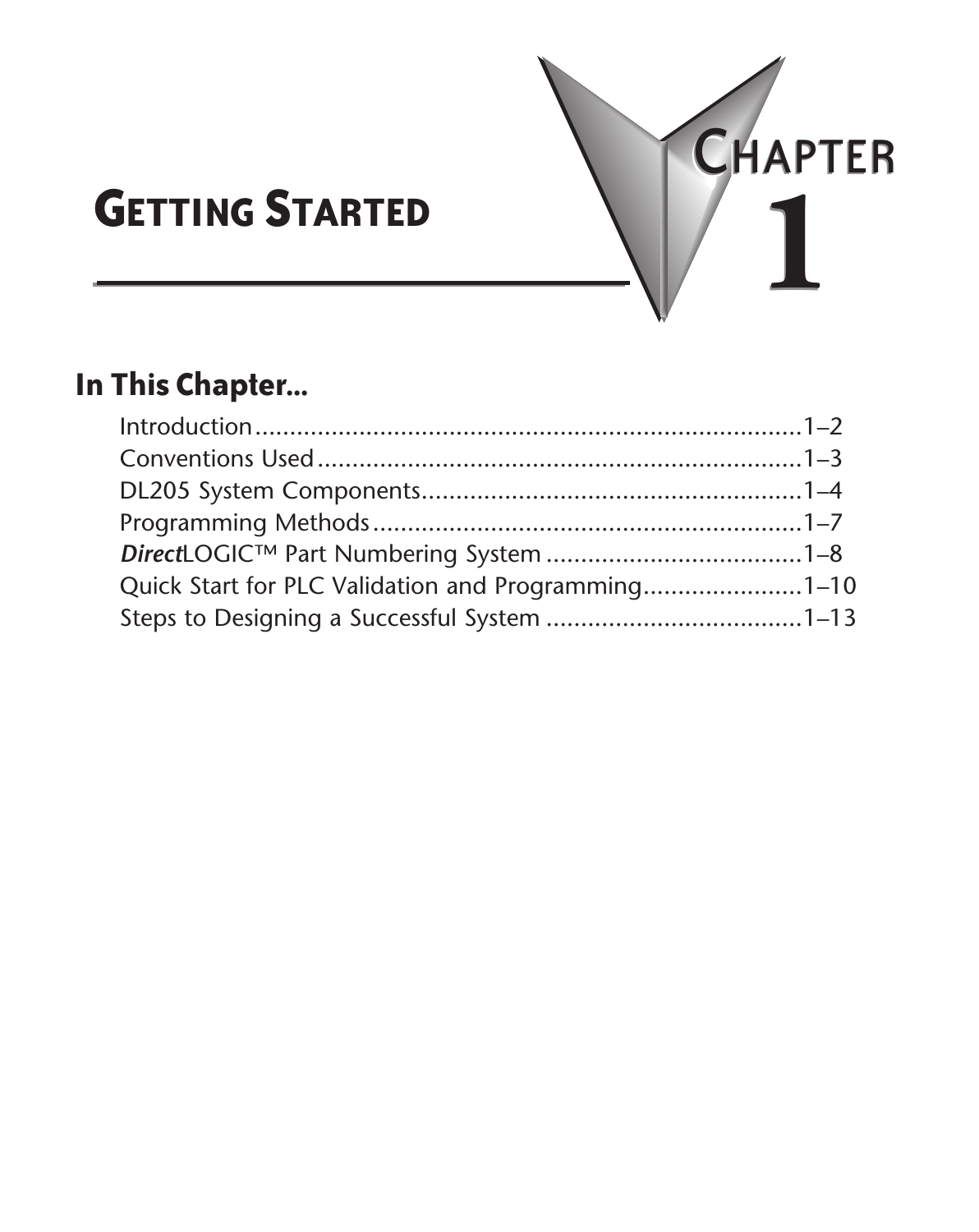# Getting Started

# Chapter 1

## In This Chapter...

Introduction....................................................................1–2
Conventions Used..........................................................1–3
DL205 System Components.........................................1–4
Programming Methods..................................................1–7
***Direct***LOGIC™ Part Numbering System ...................................1–8
Quick Start for PLC Validation and Programming.......................1–10
Steps to Designing a Successful System .....................................1–13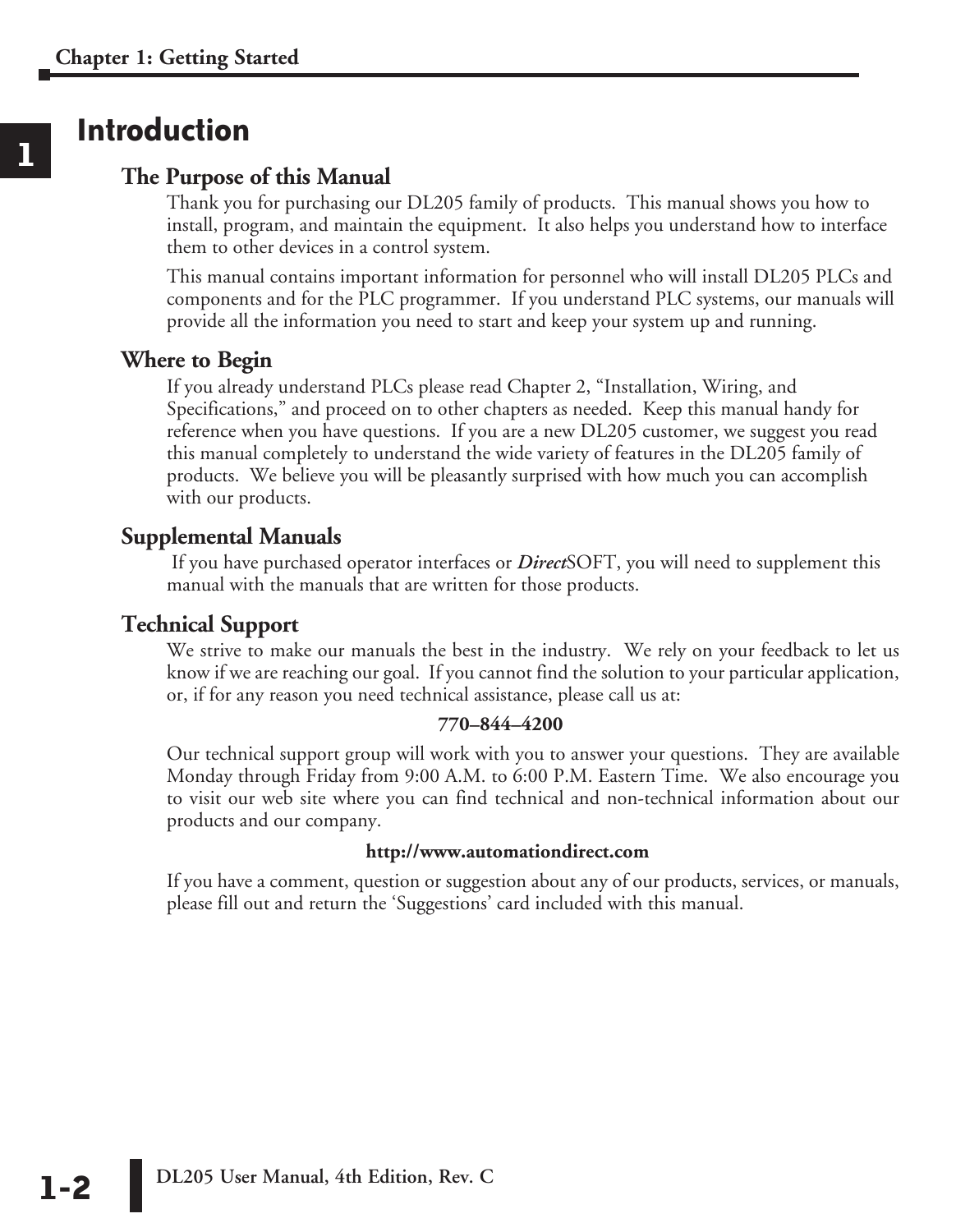# Introduction

## The Purpose of this Manual

Thank you for purchasing our DL205 family of products. This manual shows you how to install, program, and maintain the equipment. It also helps you understand how to interface them to other devices in a control system.

This manual contains important information for personnel who will install DL205 PLCs and components and for the PLC programmer. If you understand PLC systems, our manuals will provide all the information you need to start and keep your system up and running.

## Where to Begin

If you already understand PLCs please read Chapter 2, "Installation, Wiring, and Specifications," and proceed on to other chapters as needed. Keep this manual handy for reference when you have questions. If you are a new DL205 customer, we suggest you read this manual completely to understand the wide variety of features in the DL205 family of products. We believe you will be pleasantly surprised with how much you can accomplish with our products.

## Supplemental Manuals

If you have purchased operator interfaces or ***Direct***SOFT, you will need to supplement this manual with the manuals that are written for those products.

## Technical Support

We strive to make our manuals the best in the industry. We rely on your feedback to let us know if we are reaching our goal. If you cannot find the solution to your particular application, or, if for any reason you need technical assistance, please call us at:

**770–844–4200**

Our technical support group will work with you to answer your questions. They are available Monday through Friday from 9:00 A.M. to 6:00 P.M. Eastern Time. We also encourage you to visit our web site where you can find technical and non-technical information about our products and our company.

**http://www.automationdirect.com**

If you have a comment, question or suggestion about any of our products, services, or manuals, please fill out and return the 'Suggestions' card included with this manual.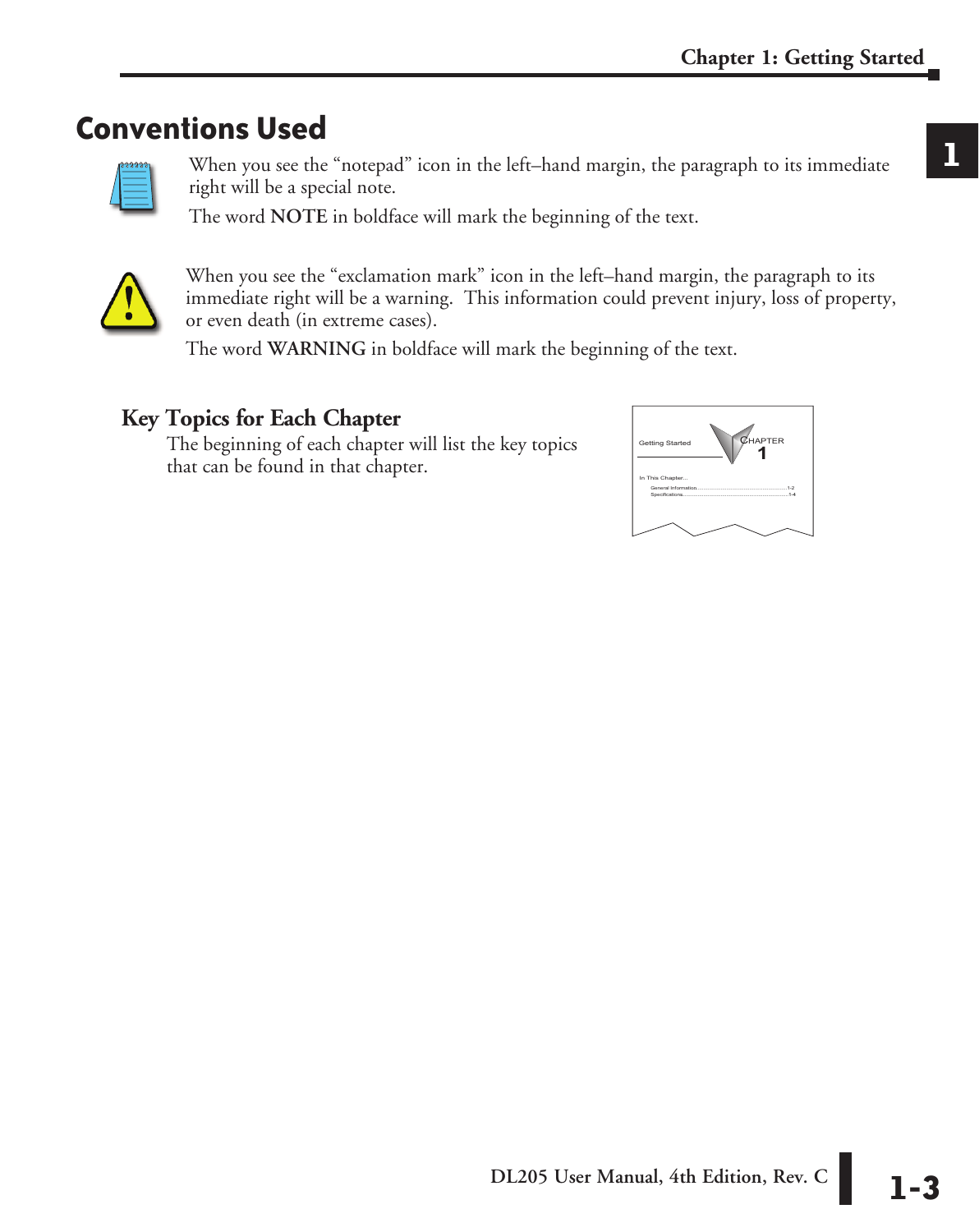# Conventions Used

When you see the “notepad” icon in the left–hand margin, the paragraph to its immediate right will be a special note.

The word **NOTE** in boldface will mark the beginning of the text.

When you see the “exclamation mark” icon in the left–hand margin, the paragraph to its immediate right will be a warning. This information could prevent injury, loss of property, or even death (in extreme cases).

The word **WARNING** in boldface will mark the beginning of the text.

## Key Topics for Each Chapter

The beginning of each chapter will list the key topics that can be found in that chapter.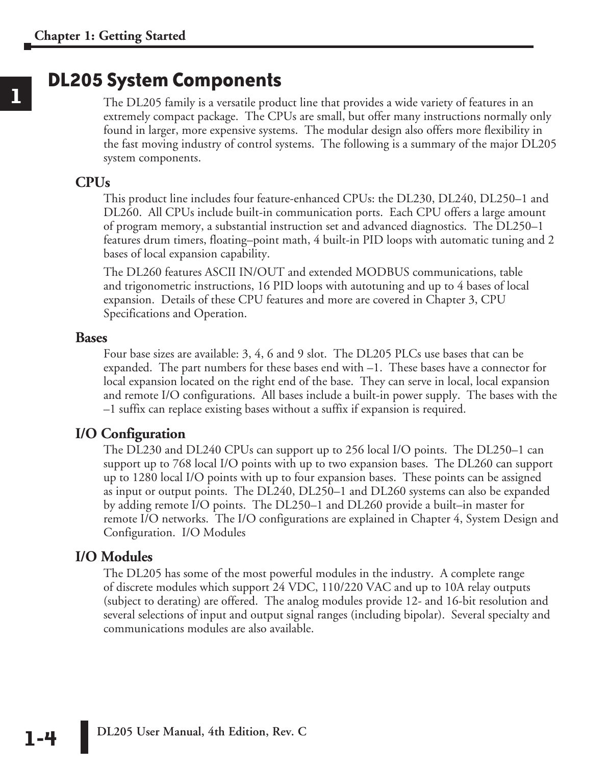# DL205 System Components

The DL205 family is a versatile product line that provides a wide variety of features in an extremely compact package. The CPUs are small, but offer many instructions normally only found in larger, more expensive systems. The modular design also offers more flexibility in the fast moving industry of control systems. The following is a summary of the major DL205 system components.

## CPUs

This product line includes four feature-enhanced CPUs: the DL230, DL240, DL250–1 and DL260. All CPUs include built-in communication ports. Each CPU offers a large amount of program memory, a substantial instruction set and advanced diagnostics. The DL250–1 features drum timers, floating–point math, 4 built-in PID loops with automatic tuning and 2 bases of local expansion capability.

The DL260 features ASCII IN/OUT and extended MODBUS communications, table and trigonometric instructions, 16 PID loops with autotuning and up to 4 bases of local expansion. Details of these CPU features and more are covered in Chapter 3, CPU Specifications and Operation.

## Bases

Four base sizes are available: 3, 4, 6 and 9 slot. The DL205 PLCs use bases that can be expanded. The part numbers for these bases end with –1. These bases have a connector for local expansion located on the right end of the base. They can serve in local, local expansion and remote I/O configurations. All bases include a built-in power supply. The bases with the –1 suffix can replace existing bases without a suffix if expansion is required.

## I/O Configuration

The DL230 and DL240 CPUs can support up to 256 local I/O points. The DL250–1 can support up to 768 local I/O points with up to two expansion bases. The DL260 can support up to 1280 local I/O points with up to four expansion bases. These points can be assigned as input or output points. The DL240, DL250–1 and DL260 systems can also be expanded by adding remote I/O points. The DL250–1 and DL260 provide a built–in master for remote I/O networks. The I/O configurations are explained in Chapter 4, System Design and Configuration. I/O Modules

## I/O Modules

The DL205 has some of the most powerful modules in the industry. A complete range of discrete modules which support 24 VDC, 110/220 VAC and up to 10A relay outputs (subject to derating) are offered. The analog modules provide 12- and 16-bit resolution and several selections of input and output signal ranges (including bipolar). Several specialty and communications modules are also available.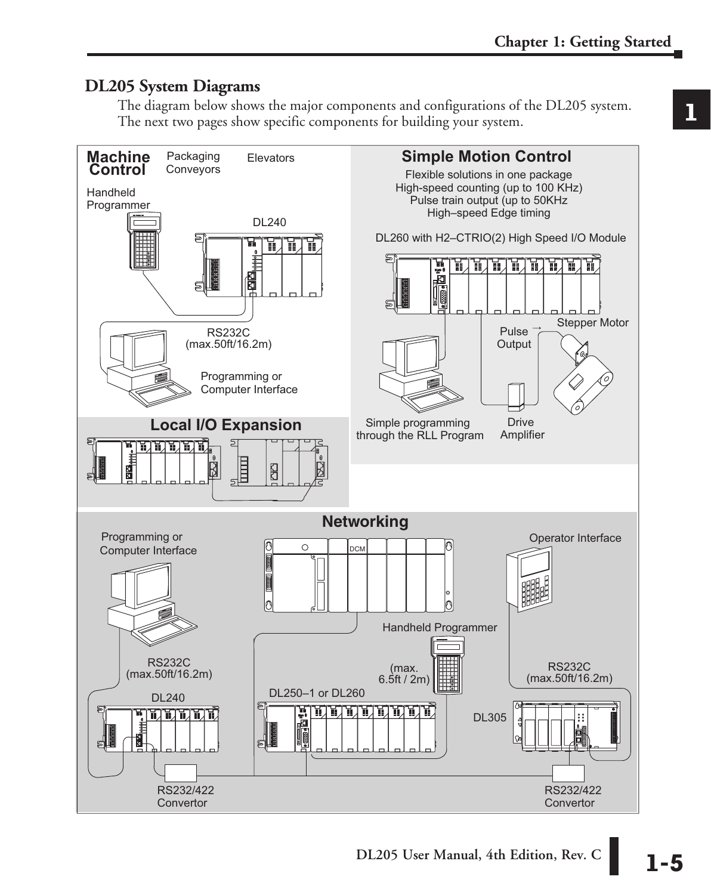## DL205 System Diagrams

The diagram below shows the major components and configurations of the DL205 system. The next two pages show specific components for building your system.

**Machine Control**

Packaging Conveyors

Elevators

Handheld Programmer

DL240

RS232C (max.50ft/16.2m)

Programming or Computer Interface

**Simple Motion Control**

Flexible solutions in one package
High-speed counting (up to 100 KHz)
Pulse train output (up to 50KHz
High–speed Edge timing

DL260 with H2–CTRIO(2) High Speed I/O Module

Pulse Output

Stepper Motor

Simple programming through the RLL Program

Drive Amplifier

**Local I/O Expansion**

**Networking**

Programming or Computer Interface

DCM

Operator Interface

Handheld Programmer

RS232C (max.50ft/16.2m)

(max. 6.5ft / 2m)

RS232C (max.50ft/16.2m)

DL240

DL250–1 or DL260

DL305

RS232/422 Convertor

RS232/422 Convertor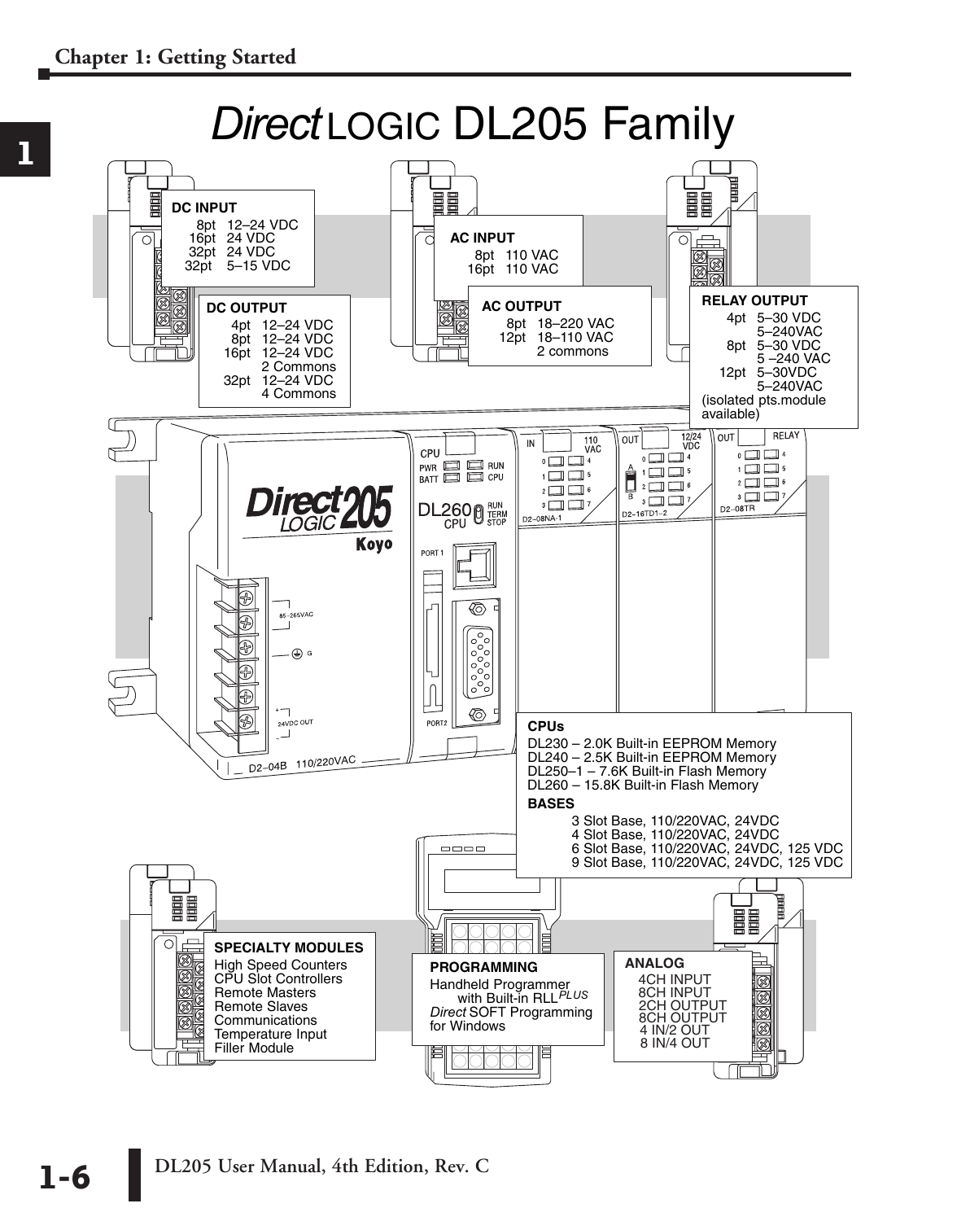# *Direct* LOGIC DL205 Family

**DC INPUT**
- 8pt 12–24 VDC
- 16pt 24 VDC
- 32pt 24 VDC
- 32pt 5–15 VDC

**DC OUTPUT**
- 4pt 12–24 VDC
- 8pt 12–24 VDC
- 16pt 12–24 VDC 2 Commons
- 32pt 12–24 VDC 4 Commons

**AC INPUT**
- 8pt 110 VAC
- 16pt 110 VAC

**AC OUTPUT**
- 8pt 18–220 VAC
- 12pt 18–110 VAC 2 commons

**RELAY OUTPUT**
- 4pt 5–30 VDC 5–240VAC
- 8pt 5–30 VDC 5 –240 VAC
- 12pt 5–30VDC 5–240VAC

(isolated pts.module available)

**CPUs**

DL230 – 2.0K Built-in EEPROM Memory
DL240 – 2.5K Built-in EEPROM Memory
DL250–1 – 7.6K Built-in Flash Memory
DL260 – 15.8K Built-in Flash Memory

**BASES**

3 Slot Base, 110/220VAC, 24VDC
4 Slot Base, 110/220VAC, 24VDC
6 Slot Base, 110/220VAC, 24VDC, 125 VDC
9 Slot Base, 110/220VAC, 24VDC, 125 VDC

**SPECIALTY MODULES**

High Speed Counters
CPU Slot Controllers
Remote Masters
Remote Slaves
Communications
Temperature Input
Filler Module

**PROGRAMMING**

Handheld Programmer with Built-in RLL*PLUS*
*Direct* SOFT Programming for Windows

**ANALOG**
- 4CH INPUT
- 8CH INPUT
- 2CH OUTPUT
- 8CH OUTPUT
- 4 IN/2 OUT
- 8 IN/4 OUT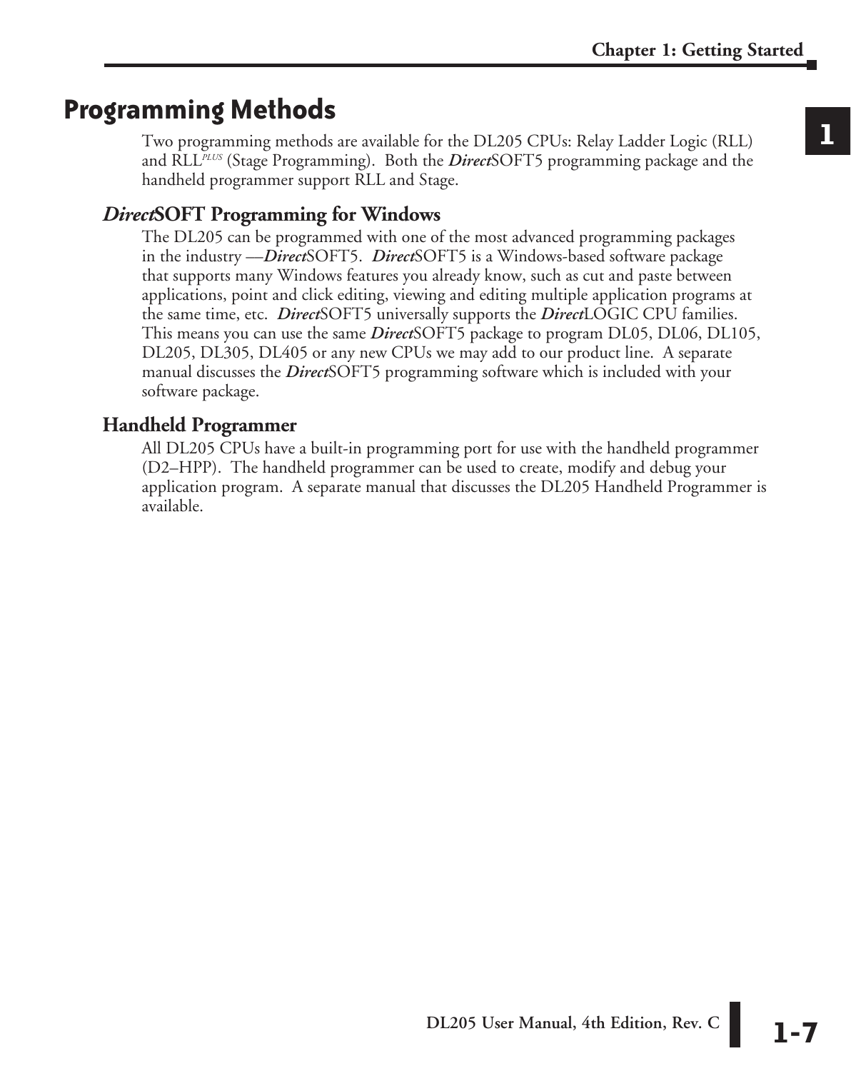# Programming Methods

Two programming methods are available for the DL205 CPUs: Relay Ladder Logic (RLL) and RLL[PLUS] (Stage Programming). Both the ***Direct***SOFT5 programming package and the handheld programmer support RLL and Stage.

## *Direct*SOFT Programming for Windows

The DL205 can be programmed with one of the most advanced programming packages in the industry —***Direct***SOFT5. ***Direct***SOFT5 is a Windows-based software package that supports many Windows features you already know, such as cut and paste between applications, point and click editing, viewing and editing multiple application programs at the same time, etc. ***Direct***SOFT5 universally supports the ***Direct***LOGIC CPU families. This means you can use the same ***Direct***SOFT5 package to program DL05, DL06, DL105, DL205, DL305, DL405 or any new CPUs we may add to our product line. A separate manual discusses the ***Direct***SOFT5 programming software which is included with your software package.

## Handheld Programmer

All DL205 CPUs have a built-in programming port for use with the handheld programmer (D2–HPP). The handheld programmer can be used to create, modify and debug your application program. A separate manual that discusses the DL205 Handheld Programmer is available.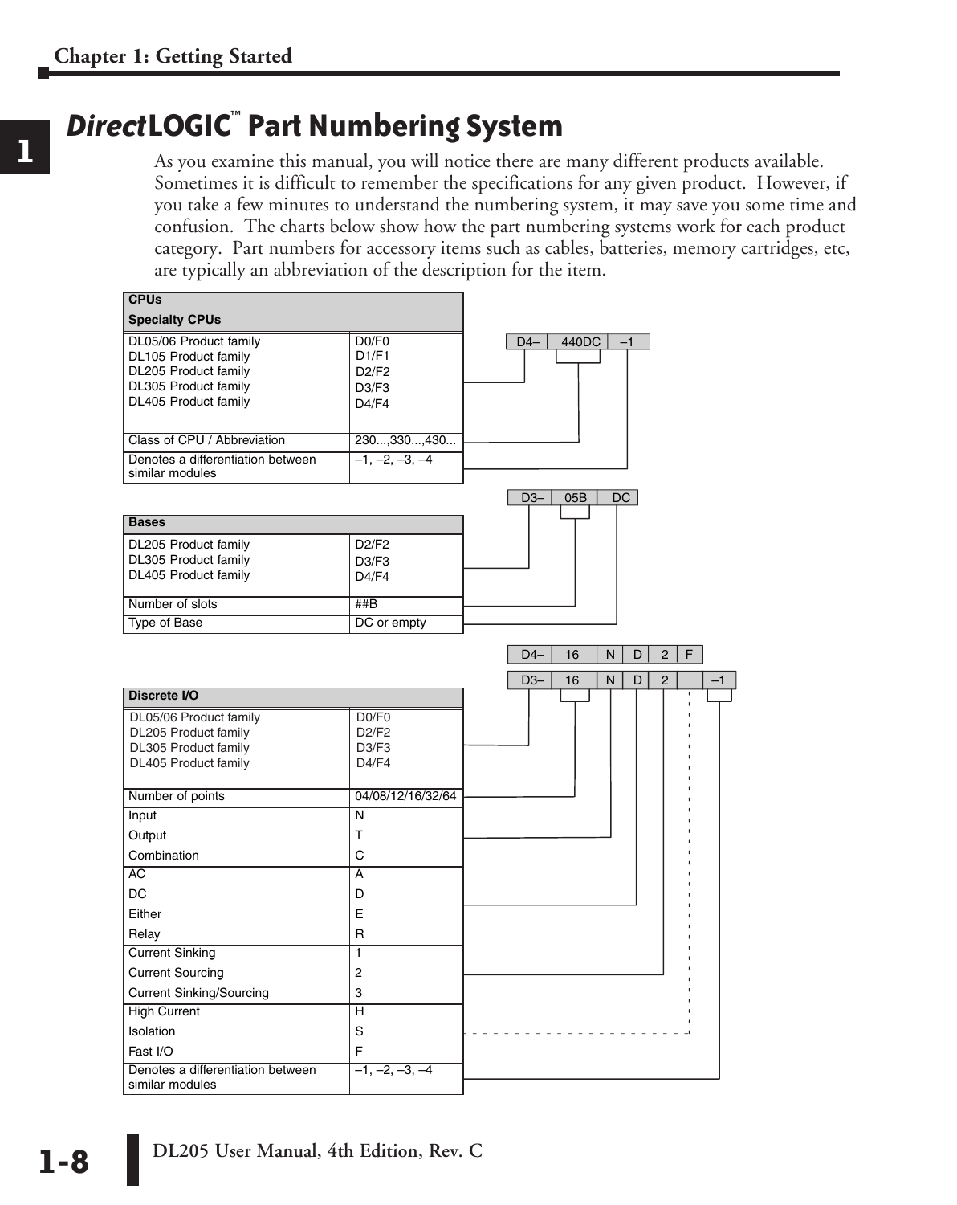# *Direct*LOGIC™ Part Numbering System

As you examine this manual, you will notice there are many different products available. Sometimes it is difficult to remember the specifications for any given product. However, if you take a few minutes to understand the numbering system, it may save you some time and confusion. The charts below show how the part numbering systems work for each product category. Part numbers for accessory items such as cables, batteries, memory cartridges, etc, are typically an abbreviation of the description for the item.

Example: D4– | 440DC | –1

| CPUs<br>Specialty CPUs | |
|---|---|
| DL05/06 Product family<br>DL105 Product family<br>DL205 Product family<br>DL305 Product family<br>DL405 Product family | D0/F0<br>D1/F1<br>D2/F2<br>D3/F3<br>D4/F4 |
| Class of CPU / Abbreviation | 230...,330...,430... |
| Denotes a differentiation between similar modules | –1, –2, –3, –4 |

Example: D3– | 05B | DC

| Bases | |
|---|---|
| DL205 Product family<br>DL305 Product family<br>DL405 Product family | D2/F2<br>D3/F3<br>D4/F4 |
| Number of slots | ##B |
| Type of Base | DC or empty |

Examples: D4– | 16 | N | D | 2 | F and D3– | 16 | N | D | 2 | | –1

| Discrete I/O | |
|---|---|
| DL05/06 Product family<br>DL205 Product family<br>DL305 Product family<br>DL405 Product family | D0/F0<br>D2/F2<br>D3/F3<br>D4/F4 |
| Number of points | 04/08/12/16/32/64 |
| Input<br>Output<br>Combination | N<br>T<br>C |
| AC<br>DC<br>Either<br>Relay | A<br>D<br>E<br>R |
| Current Sinking<br>Current Sourcing<br>Current Sinking/Sourcing | 1<br>2<br>3 |
| High Current<br>Isolation<br>Fast I/O | H<br>S<br>F |
| Denotes a differentiation between similar modules | –1, –2, –3, –4 |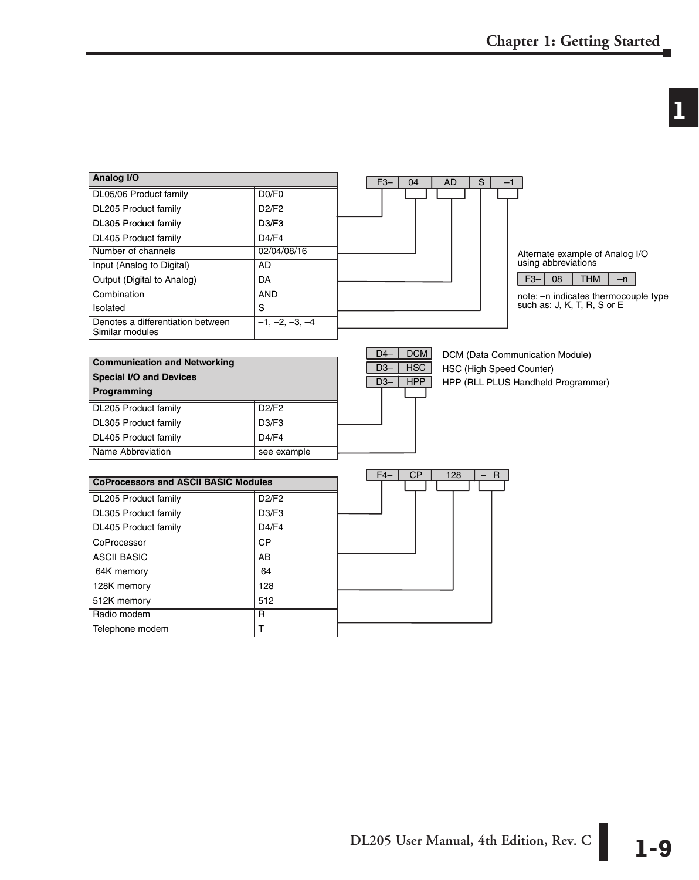| Analog I/O | |
|---|---|
| DL05/06 Product family | D0/F0 |
| DL205 Product family | D2/F2 |
| DL305 Product family | D3/F3 |
| DL405 Product family | D4/F4 |
| Number of channels | 02/04/08/16 |
| Input (Analog to Digital) | AD |
| Output (Digital to Analog) | DA |
| Combination | AND |
| Isolated | S |
| Denotes a differentiation between Similar modules | –1, –2, –3, –4 |

| F3– | 04 | AD | S | –1 |
|---|---|---|---|---|

Alternate example of Analog I/O using abbreviations

| F3– | 08 | THM | –n |
|---|---|---|---|

note: –n indicates thermocouple type such as: J, K, T, R, S or E

| Communication and Networking<br>Special I/O and Devices<br>Programming | |
|---|---|
| DL205 Product family | D2/F2 |
| DL305 Product family | D3/F3 |
| DL405 Product family | D4/F4 |
| Name Abbreviation | see example |

| | | |
|---|---|---|
| D4– | DCM | DCM (Data Communication Module) |
| D3– | HSC | HSC (High Speed Counter) |
| D3– | HPP | HPP (RLL PLUS Handheld Programmer) |

| CoProcessors and ASCII BASIC Modules | |
|---|---|
| DL205 Product family | D2/F2 |
| DL305 Product family | D3/F3 |
| DL405 Product family | D4/F4 |
| CoProcessor | CP |
| ASCII BASIC | AB |
| 64K memory | 64 |
| 128K memory | 128 |
| 512K memory | 512 |
| Radio modem | R |
| Telephone modem | T |

| F4– | CP | 128 | – R |
|---|---|---|---|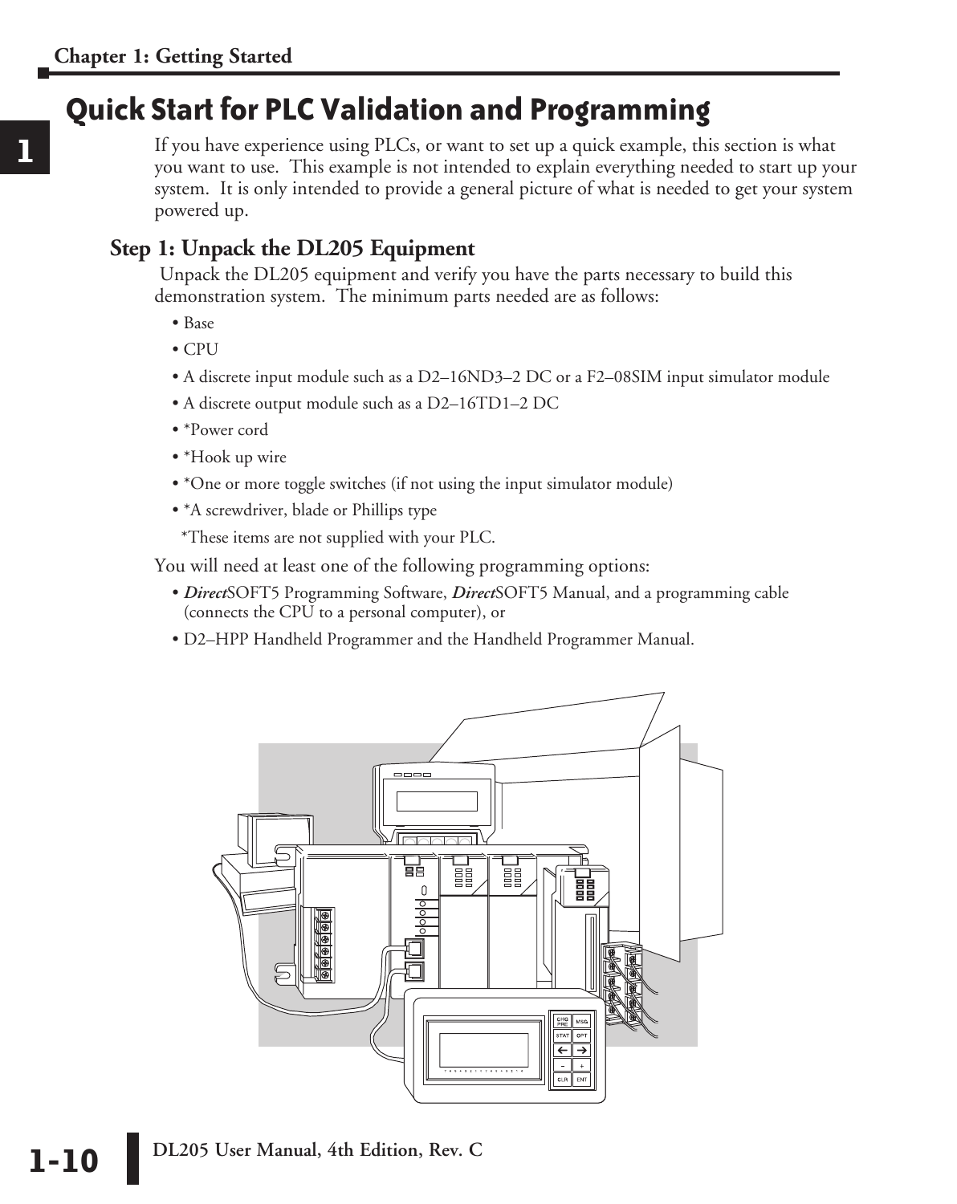# Quick Start for PLC Validation and Programming

If you have experience using PLCs, or want to set up a quick example, this section is what you want to use. This example is not intended to explain everything needed to start up your system. It is only intended to provide a general picture of what is needed to get your system powered up.

## Step 1: Unpack the DL205 Equipment

Unpack the DL205 equipment and verify you have the parts necessary to build this demonstration system. The minimum parts needed are as follows:

- Base
- CPU
- A discrete input module such as a D2–16ND3–2 DC or a F2–08SIM input simulator module
- A discrete output module such as a D2–16TD1–2 DC
- *Power cord
- *Hook up wire
- *One or more toggle switches (if not using the input simulator module)
- *A screwdriver, blade or Phillips type

*These items are not supplied with your PLC.

You will need at least one of the following programming options:

- ***Direct***SOFT5 Programming Software, ***Direct***SOFT5 Manual, and a programming cable (connects the CPU to a personal computer), or
- D2–HPP Handheld Programmer and the Handheld Programmer Manual.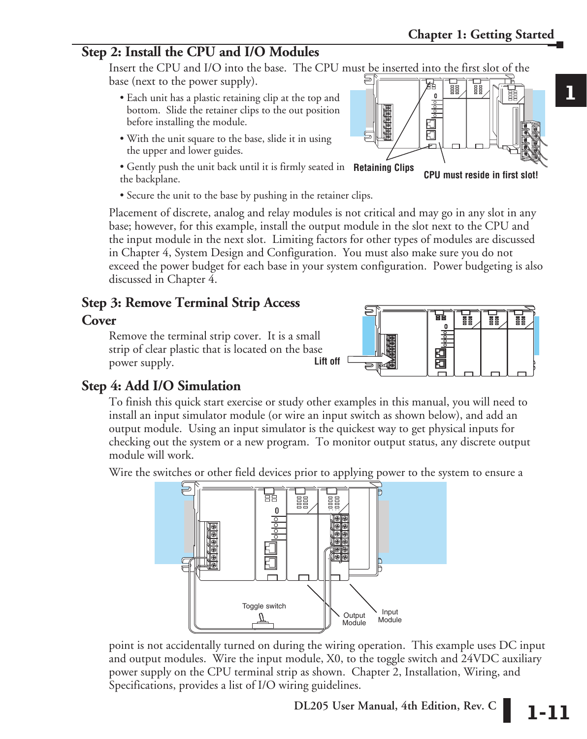## Step 2: Install the CPU and I/O Modules

Insert the CPU and I/O into the base. The CPU must be inserted into the first slot of the base (next to the power supply).

- Each unit has a plastic retaining clip at the top and bottom. Slide the retainer clips to the out position before installing the module.
- With the unit square to the base, slide it in using the upper and lower guides.
- Gently push the unit back until it is firmly seated in the backplane.
- Secure the unit to the base by pushing in the retainer clips.

Retaining Clips

CPU must reside in first slot!

Placement of discrete, analog and relay modules is not critical and may go in any slot in any base; however, for this example, install the output module in the slot next to the CPU and the input module in the next slot. Limiting factors for other types of modules are discussed in Chapter 4, System Design and Configuration. You must also make sure you do not exceed the power budget for each base in your system configuration. Power budgeting is also discussed in Chapter 4.

## Step 3: Remove Terminal Strip Access Cover

Remove the terminal strip cover. It is a small strip of clear plastic that is located on the base power supply.

Lift off

## Step 4: Add I/O Simulation

To finish this quick start exercise or study other examples in this manual, you will need to install an input simulator module (or wire an input switch as shown below), and add an output module. Using an input simulator is the quickest way to get physical inputs for checking out the system or a new program. To monitor output status, any discrete output module will work.

Wire the switches or other field devices prior to applying power to the system to ensure a point is not accidentally turned on during the wiring operation. This example uses DC input and output modules. Wire the input module, X0, to the toggle switch and 24VDC auxiliary power supply on the CPU terminal strip as shown. Chapter 2, Installation, Wiring, and Specifications, provides a list of I/O wiring guidelines.

Toggle switch

Output Module

Input Module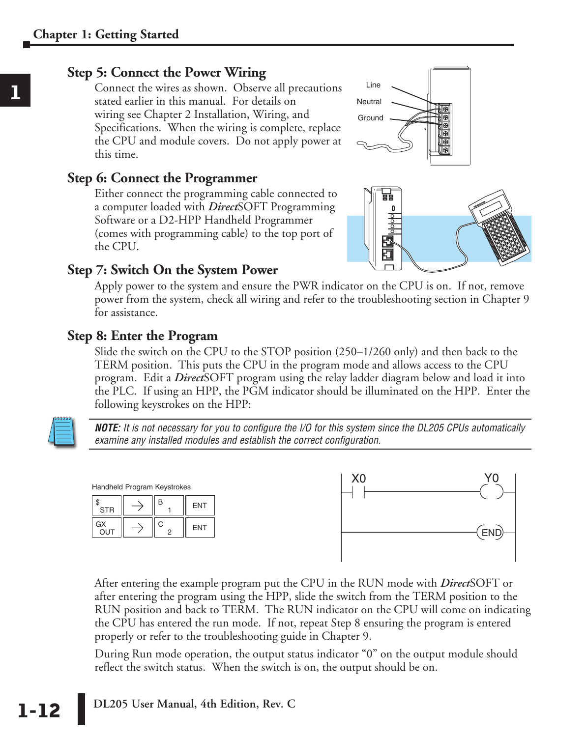## Step 5: Connect the Power Wiring

Connect the wires as shown. Observe all precautions stated earlier in this manual. For details on wiring see Chapter 2 Installation, Wiring, and Specifications. When the wiring is complete, replace the CPU and module covers. Do not apply power at this time.

Line
Neutral
Ground

## Step 6: Connect the Programmer

Either connect the programming cable connected to a computer loaded with ***Direct***SOFT Programming Software or a D2-HPP Handheld Programmer (comes with programming cable) to the top port of the CPU.

## Step 7: Switch On the System Power

Apply power to the system and ensure the PWR indicator on the CPU is on. If not, remove power from the system, check all wiring and refer to the troubleshooting section in Chapter 9 for assistance.

## Step 8: Enter the Program

Slide the switch on the CPU to the STOP position (250–1/260 only) and then back to the TERM position. This puts the CPU in the program mode and allows access to the CPU program. Edit a ***Direct***SOFT program using the relay ladder diagram below and load it into the PLC. If using an HPP, the PGM indicator should be illuminated on the HPP. Enter the following keystrokes on the HPP:

***NOTE:*** *It is not necessary for you to configure the I/O for this system since the DL205 CPUs automatically examine any installed modules and establish the correct configuration.*

Handheld Program Keystrokes

| | | | |
|---|---|---|---|
| $ STR | → | B 1 | ENT |
| GX OUT | → | C 2 | ENT |

X0 Y0

END

After entering the example program put the CPU in the RUN mode with ***Direct***SOFT or after entering the program using the HPP, slide the switch from the TERM position to the RUN position and back to TERM. The RUN indicator on the CPU will come on indicating the CPU has entered the run mode. If not, repeat Step 8 ensuring the program is entered properly or refer to the troubleshooting guide in Chapter 9.

During Run mode operation, the output status indicator "0" on the output module should reflect the switch status. When the switch is on, the output should be on.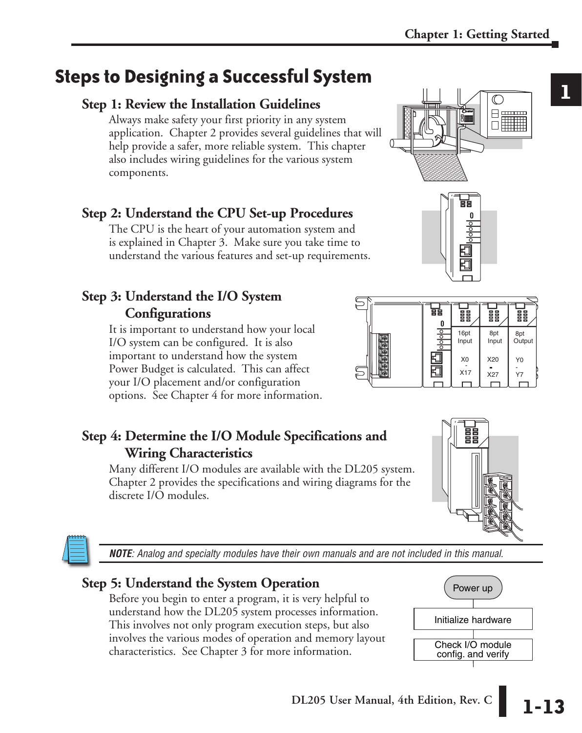# Steps to Designing a Successful System

## Step 1: Review the Installation Guidelines

Always make safety your first priority in any system application. Chapter 2 provides several guidelines that will help provide a safer, more reliable system. This chapter also includes wiring guidelines for the various system components.

## Step 2: Understand the CPU Set-up Procedures

The CPU is the heart of your automation system and is explained in Chapter 3. Make sure you take time to understand the various features and set-up requirements.

## Step 3: Understand the I/O System Configurations

It is important to understand how your local I/O system can be configured. It is also important to understand how the system Power Budget is calculated. This can affect your I/O placement and/or configuration options. See Chapter 4 for more information.

## Step 4: Determine the I/O Module Specifications and Wiring Characteristics

Many different I/O modules are available with the DL205 system. Chapter 2 provides the specifications and wiring diagrams for the discrete I/O modules.

***NOTE**: Analog and specialty modules have their own manuals and are not included in this manual.*

## Step 5: Understand the System Operation

Before you begin to enter a program, it is very helpful to understand how the DL205 system processes information. This involves not only program execution steps, but also involves the various modes of operation and memory layout characteristics. See Chapter 3 for more information.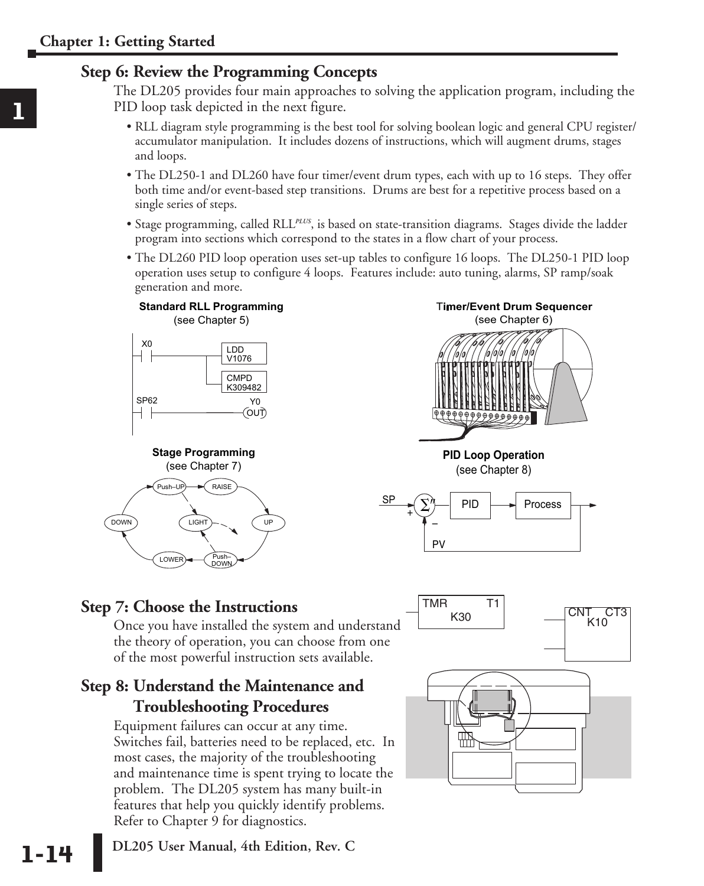## Step 6: Review the Programming Concepts

The DL205 provides four main approaches to solving the application program, including the PID loop task depicted in the next figure.

- RLL diagram style programming is the best tool for solving boolean logic and general CPU register/accumulator manipulation. It includes dozens of instructions, which will augment drums, stages and loops.
- The DL250-1 and DL260 have four timer/event drum types, each with up to 16 steps. They offer both time and/or event-based step transitions. Drums are best for a repetitive process based on a single series of steps.
- Stage programming, called RLL$^{PLUS}$, is based on state-transition diagrams. Stages divide the ladder program into sections which correspond to the states in a flow chart of your process.
- The DL260 PID loop operation uses set-up tables to configure 16 loops. The DL250-1 PID loop operation uses setup to configure 4 loops. Features include: auto tuning, alarms, SP ramp/soak generation and more.

**Standard RLL Programming**
(see Chapter 5)

X0
LDD
V1076
CMPD
K309482
SP62
Y0
OUT

**Timer/Event Drum Sequencer**
(see Chapter 6)

**Stage Programming**
(see Chapter 7)

Push–UP
RAISE
DOWN
LIGHT
UP
LOWER
Push–DOWN

**PID Loop Operation**
(see Chapter 8)

SP
+
–
PID
Process
PV

## Step 7: Choose the Instructions

Once you have installed the system and understand the theory of operation, you can choose from one of the most powerful instruction sets available.

TMR T1
K30

CNT CT3
K10

## Step 8: Understand the Maintenance and Troubleshooting Procedures

Equipment failures can occur at any time. Switches fail, batteries need to be replaced, etc. In most cases, the majority of the troubleshooting and maintenance time is spent trying to locate the problem. The DL205 system has many built-in features that help you quickly identify problems. Refer to Chapter 9 for diagnostics.